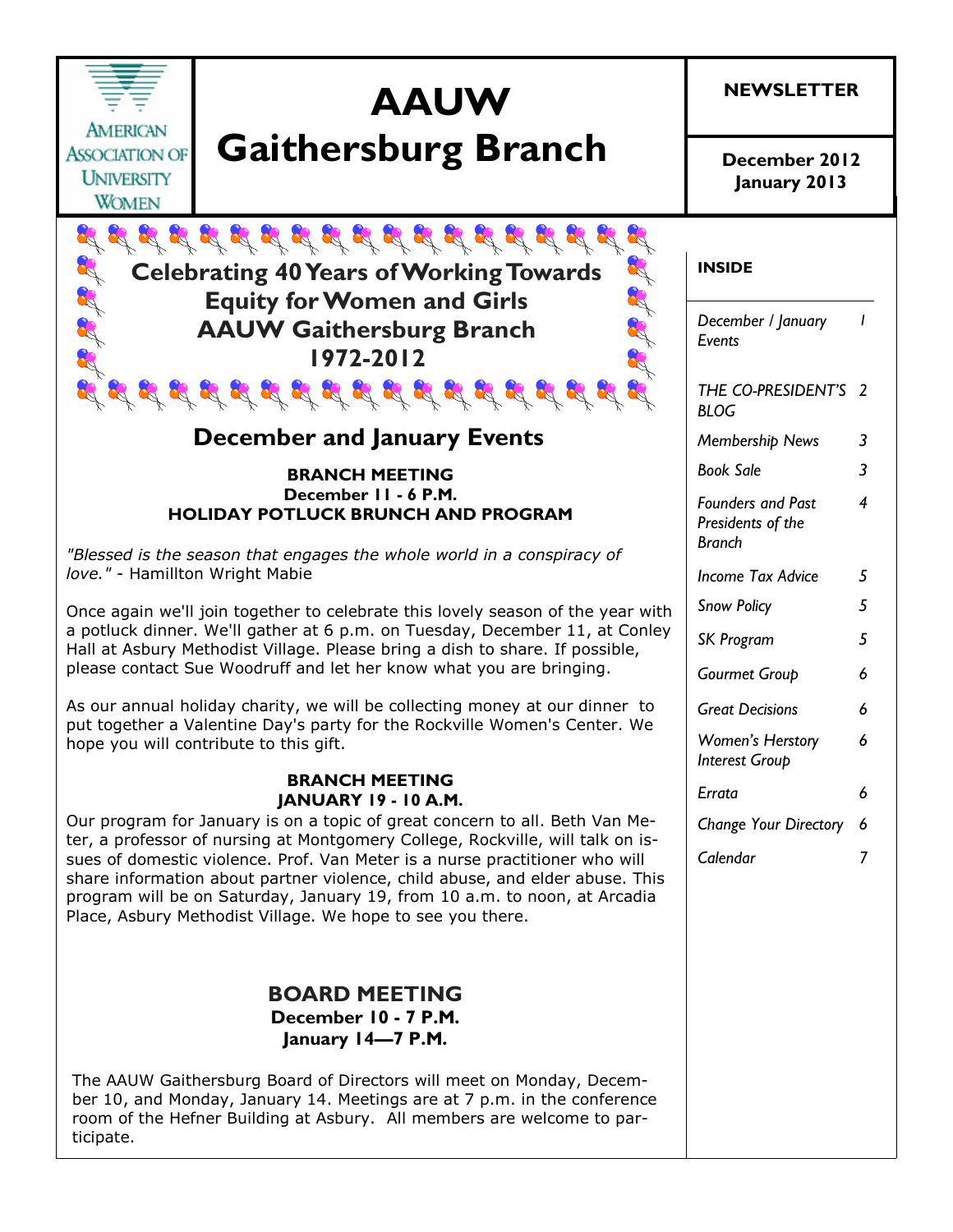AMERICAN ASSOCIATION OF UNIVERSITY WOMEN

# AAUW Gaithersburg Branch

**NEWSLETTER**

**December 2012**
**January 2013**

**INSIDE**

| | |
|---|---|
| *December / January Events* | *1* |
| *THE CO-PRESIDENT'S BLOG* | *2* |
| *Membership News* | *3* |
| *Book Sale* | *3* |
| *Founders and Past Presidents of the Branch* | *4* |
| *Income Tax Advice* | *5* |
| *Snow Policy* | *5* |
| *SK Program* | *5* |
| *Gourmet Group* | *6* |
| *Great Decisions* | *6* |
| *Women's Herstory Interest Group* | *6* |
| *Errata* | *6* |
| *Change Your Directory* | *6* |
| *Calendar* | *7* |

**Celebrating 40 Years of Working Towards Equity for Women and Girls**
**AAUW Gaithersburg Branch**
**1972-2012**

## December and January Events

**BRANCH MEETING**
**December 11 - 6 P.M.**
**HOLIDAY POTLUCK BRUNCH AND PROGRAM**

*"Blessed is the season that engages the whole world in a conspiracy of love."* - Hamillton Wright Mabie

Once again we'll join together to celebrate this lovely season of the year with a potluck dinner. We'll gather at 6 p.m. on Tuesday, December 11, at Conley Hall at Asbury Methodist Village. Please bring a dish to share. If possible, please contact Sue Woodruff and let her know what you are bringing.

As our annual holiday charity, we will be collecting money at our dinner to put together a Valentine Day's party for the Rockville Women's Center. We hope you will contribute to this gift.

**BRANCH MEETING**
**JANUARY 19 - 10 A.M.**

Our program for January is on a topic of great concern to all. Beth Van Meter, a professor of nursing at Montgomery College, Rockville, will talk on issues of domestic violence. Prof. Van Meter is a nurse practitioner who will share information about partner violence, child abuse, and elder abuse. This program will be on Saturday, January 19, from 10 a.m. to noon, at Arcadia Place, Asbury Methodist Village. We hope to see you there.

### BOARD MEETING

**December 10 - 7 P.M.**
**January 14—7 P.M.**

The AAUW Gaithersburg Board of Directors will meet on Monday, December 10, and Monday, January 14. Meetings are at 7 p.m. in the conference room of the Hefner Building at Asbury. All members are welcome to participate.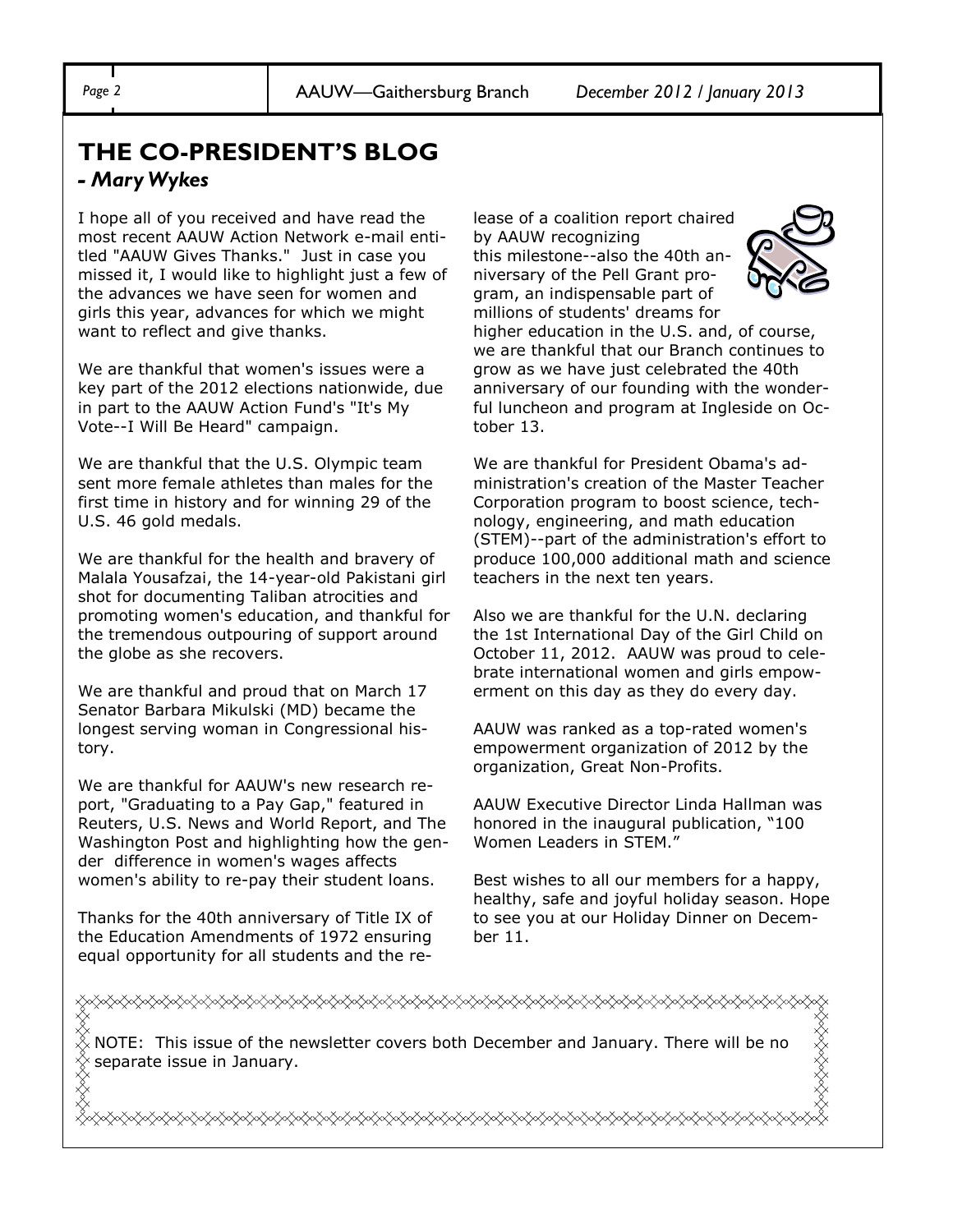## THE CO-PRESIDENT'S BLOG

***- Mary Wykes***

I hope all of you received and have read the most recent AAUW Action Network e-mail entitled "AAUW Gives Thanks." Just in case you missed it, I would like to highlight just a few of the advances we have seen for women and girls this year, advances for which we might want to reflect and give thanks.

We are thankful that women's issues were a key part of the 2012 elections nationwide, due in part to the AAUW Action Fund's "It's My Vote--I Will Be Heard" campaign.

We are thankful that the U.S. Olympic team sent more female athletes than males for the first time in history and for winning 29 of the U.S. 46 gold medals.

We are thankful for the health and bravery of Malala Yousafzai, the 14-year-old Pakistani girl shot for documenting Taliban atrocities and promoting women's education, and thankful for the tremendous outpouring of support around the globe as she recovers.

We are thankful and proud that on March 17 Senator Barbara Mikulski (MD) became the longest serving woman in Congressional history.

We are thankful for AAUW's new research report, "Graduating to a Pay Gap," featured in Reuters, U.S. News and World Report, and The Washington Post and highlighting how the gender difference in women's wages affects women's ability to re-pay their student loans.

Thanks for the 40th anniversary of Title IX of the Education Amendments of 1972 ensuring equal opportunity for all students and the release of a coalition report chaired by AAUW recognizing this milestone--also the 40th anniversary of the Pell Grant program, an indispensable part of millions of students' dreams for higher education in the U.S. and, of course, we are thankful that our Branch continues to grow as we have just celebrated the 40th anniversary of our founding with the wonderful luncheon and program at Ingleside on October 13.

We are thankful for President Obama's administration's creation of the Master Teacher Corporation program to boost science, technology, engineering, and math education (STEM)--part of the administration's effort to produce 100,000 additional math and science teachers in the next ten years.

Also we are thankful for the U.N. declaring the 1st International Day of the Girl Child on October 11, 2012. AAUW was proud to celebrate international women and girls empowerment on this day as they do every day.

AAUW was ranked as a top-rated women's empowerment organization of 2012 by the organization, Great Non-Profits.

AAUW Executive Director Linda Hallman was honored in the inaugural publication, "100 Women Leaders in STEM."

Best wishes to all our members for a happy, healthy, safe and joyful holiday season. Hope to see you at our Holiday Dinner on December 11.

NOTE: This issue of the newsletter covers both December and January. There will be no separate issue in January.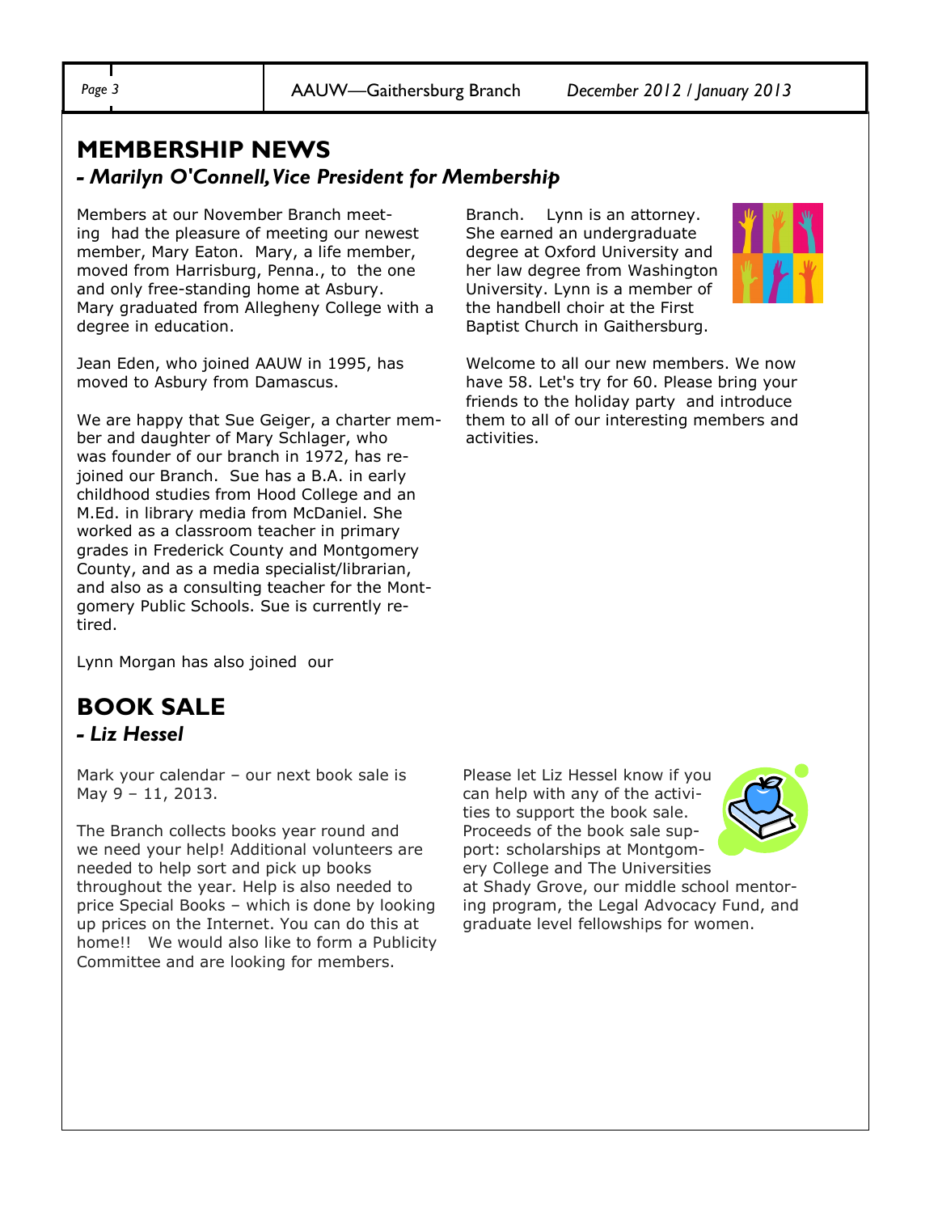## MEMBERSHIP NEWS

### *- Marilyn O'Connell, Vice President for Membership*

Members at our November Branch meeting had the pleasure of meeting our newest member, Mary Eaton. Mary, a life member, moved from Harrisburg, Penna., to the one and only free-standing home at Asbury. Mary graduated from Allegheny College with a degree in education.

Jean Eden, who joined AAUW in 1995, has moved to Asbury from Damascus.

We are happy that Sue Geiger, a charter member and daughter of Mary Schlager, who was founder of our branch in 1972, has rejoined our Branch. Sue has a B.A. in early childhood studies from Hood College and an M.Ed. in library media from McDaniel. She worked as a classroom teacher in primary grades in Frederick County and Montgomery County, and as a media specialist/librarian, and also as a consulting teacher for the Montgomery Public Schools. Sue is currently retired.

Lynn Morgan has also joined our Branch. Lynn is an attorney. She earned an undergraduate degree at Oxford University and her law degree from Washington University. Lynn is a member of the handbell choir at the First Baptist Church in Gaithersburg.

Welcome to all our new members. We now have 58. Let's try for 60. Please bring your friends to the holiday party and introduce them to all of our interesting members and activities.

## BOOK SALE

### *- Liz Hessel*

Mark your calendar – our next book sale is May 9 – 11, 2013.

The Branch collects books year round and we need your help! Additional volunteers are needed to help sort and pick up books throughout the year. Help is also needed to price Special Books – which is done by looking up prices on the Internet. You can do this at home!! We would also like to form a Publicity Committee and are looking for members.

Please let Liz Hessel know if you can help with any of the activities to support the book sale. Proceeds of the book sale support: scholarships at Montgomery College and The Universities at Shady Grove, our middle school mentoring program, the Legal Advocacy Fund, and graduate level fellowships for women.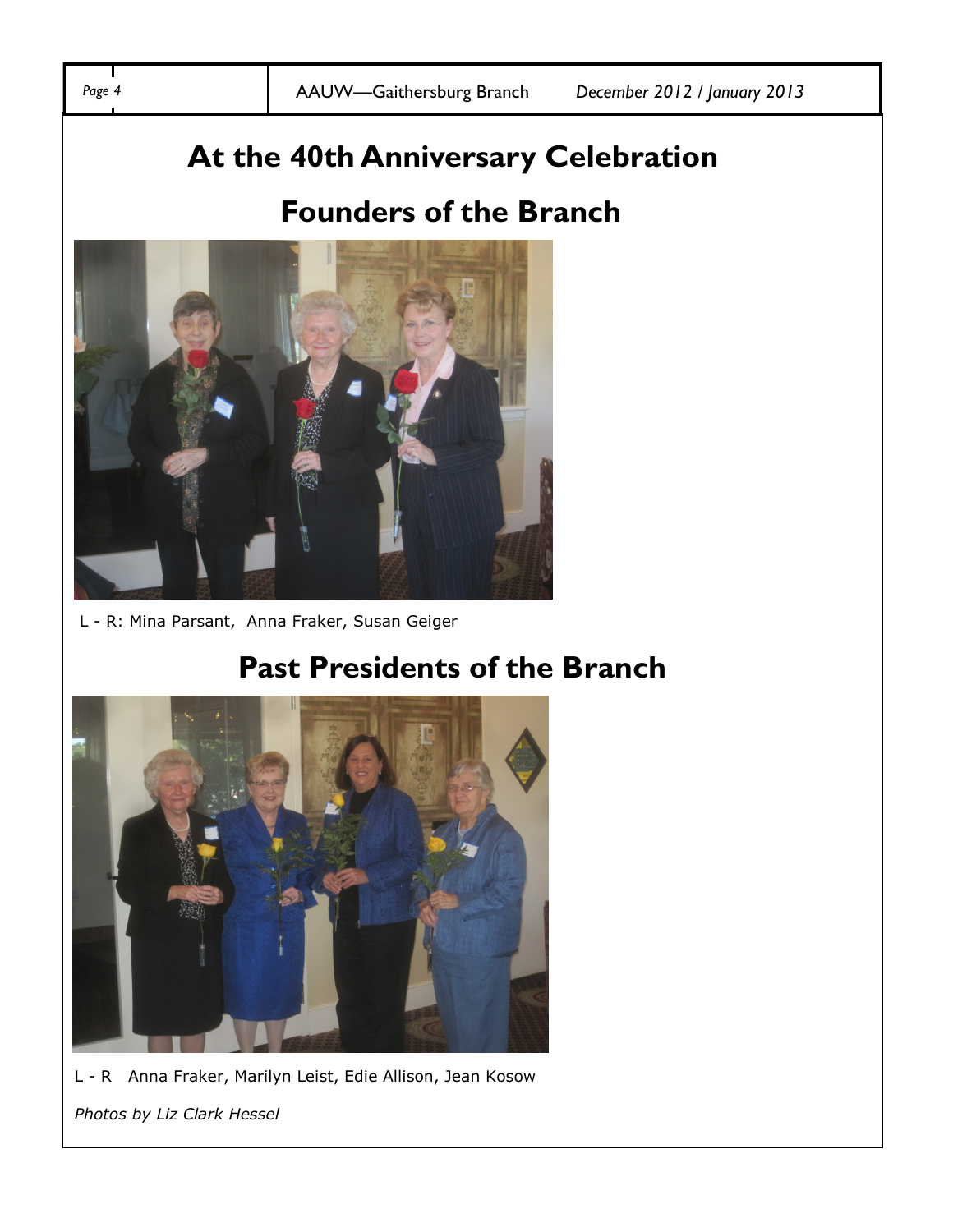# At the 40th Anniversary Celebration

## Founders of the Branch

L - R: Mina Parsant, Anna Fraker, Susan Geiger

## Past Presidents of the Branch

L - R Anna Fraker, Marilyn Leist, Edie Allison, Jean Kosow

*Photos by Liz Clark Hessel*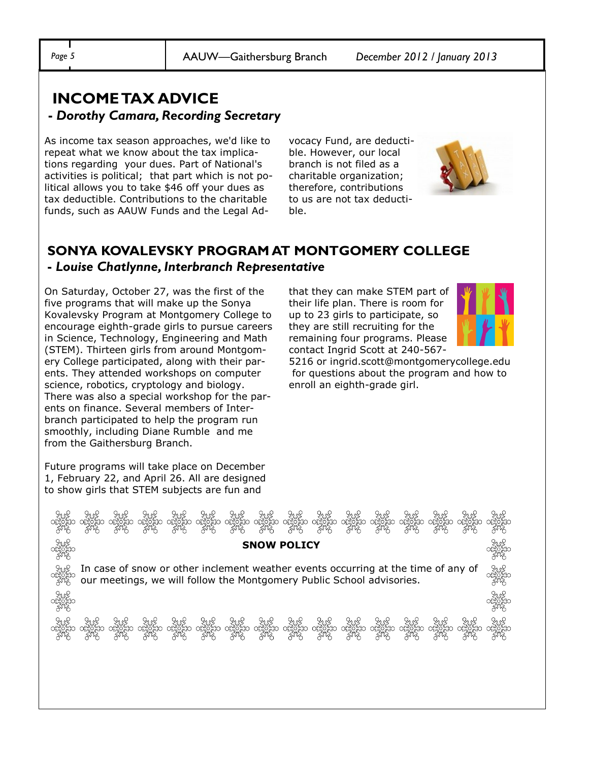## INCOME TAX ADVICE

**- *Dorothy Camara, Recording Secretary***

As income tax season approaches, we'd like to repeat what we know about the tax implications regarding your dues. Part of National's activities is political; that part which is not political allows you to take $46 off your dues as tax deductible. Contributions to the charitable funds, such as AAUW Funds and the Legal Advocacy Fund, are deductible. However, our local branch is not filed as a charitable organization; therefore, contributions to us are not tax deductible.

## SONYA KOVALEVSKY PROGRAM AT MONTGOMERY COLLEGE

**- *Louise Chatlynne, Interbranch Representative***

On Saturday, October 27, was the first of the five programs that will make up the Sonya Kovalevsky Program at Montgomery College to encourage eighth-grade girls to pursue careers in Science, Technology, Engineering and Math (STEM). Thirteen girls from around Montgomery College participated, along with their parents. They attended workshops on computer science, robotics, cryptology and biology. There was also a special workshop for the parents on finance. Several members of Interbranch participated to help the program run smoothly, including Diane Rumble and me from the Gaithersburg Branch.

Future programs will take place on December 1, February 22, and April 26. All are designed to show girls that STEM subjects are fun and that they can make STEM part of their life plan. There is room for up to 23 girls to participate, so they are still recruiting for the remaining four programs. Please contact Ingrid Scott at 240-567-5216 or ingrid.scott@montgomerycollege.edu for questions about the program and how to enroll an eighth-grade girl.

**SNOW POLICY**

In case of snow or other inclement weather events occurring at the time of any of our meetings, we will follow the Montgomery Public School advisories.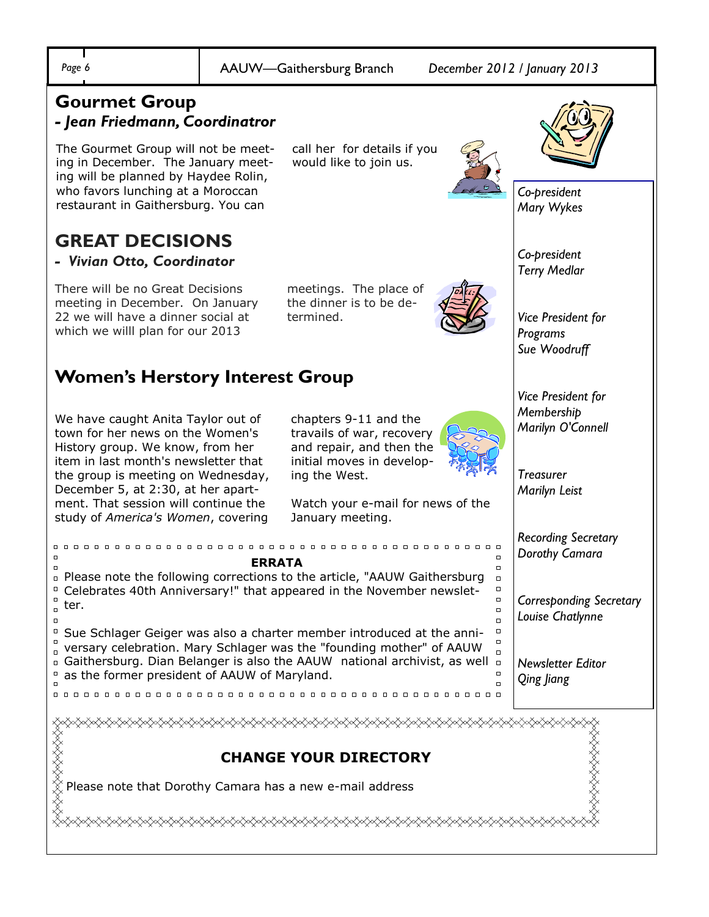## Gourmet Group

### *- Jean Friedmann, Coordinatror*

The Gourmet Group will not be meeting in December. The January meeting will be planned by Haydee Rolin, who favors lunching at a Moroccan restaurant in Gaithersburg. You can call her for details if you would like to join us.

## GREAT DECISIONS

### *- Vivian Otto, Coordinator*

There will be no Great Decisions meeting in December. On January 22 we will have a dinner social at which we willl plan for our 2013 meetings. The place of the dinner is to be determined.

## Women's Herstory Interest Group

We have caught Anita Taylor out of town for her news on the Women's History group. We know, from her item in last month's newsletter that the group is meeting on Wednesday, December 5, at 2:30, at her apartment. That session will continue the study of *America's Women*, covering chapters 9-11 and the travails of war, recovery and repair, and then the initial moves in developing the West.

Watch your e-mail for news of the January meeting.

**ERRATA**

Please note the following corrections to the article, "AAUW Gaithersburg Celebrates 40th Anniversary!" that appeared in the November newsletter.

Sue Schlager Geiger was also a charter member introduced at the anniversary celebration. Mary Schlager was the "founding mother" of AAUW Gaithersburg. Dian Belanger is also the AAUW national archivist, as well as the former president of AAUW of Maryland.

*Co-president*
*Mary Wykes*

*Co-president*
*Terry Medlar*

*Vice President for Programs*
*Sue Woodruff*

*Vice President for Membership*
*Marilyn O'Connell*

*Treasurer*
*Marilyn Leist*

*Recording Secretary*
*Dorothy Camara*

*Corresponding Secretary*
*Louise Chatlynne*

*Newsletter Editor*
*Qing Jiang*

**CHANGE YOUR DIRECTORY**

Please note that Dorothy Camara has a new e-mail address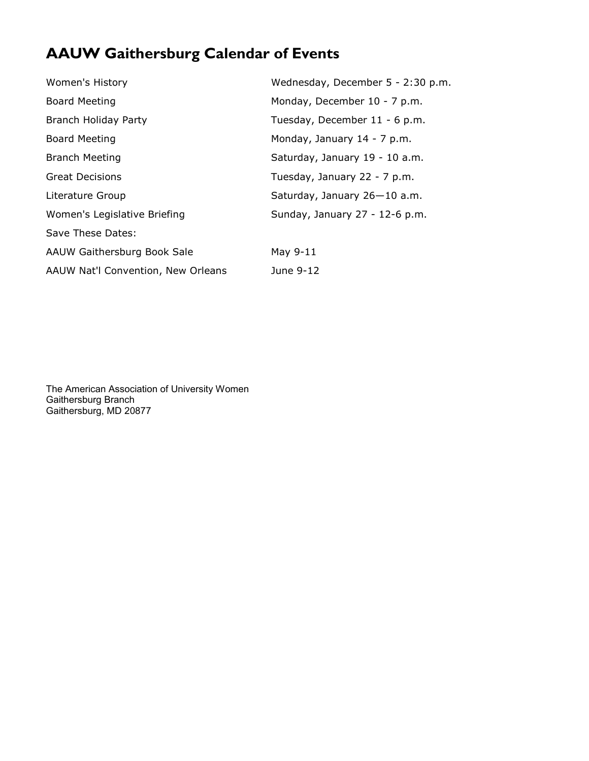# AAUW Gaithersburg Calendar of Events

| | |
|---|---|
| Women's History | Wednesday, December 5 - 2:30 p.m. |
| Board Meeting | Monday, December 10 - 7 p.m. |
| Branch Holiday Party | Tuesday, December 11 - 6 p.m. |
| Board Meeting | Monday, January 14 - 7 p.m. |
| Branch Meeting | Saturday, January 19 - 10 a.m. |
| Great Decisions | Tuesday, January 22 - 7 p.m. |
| Literature Group | Saturday, January 26—10 a.m. |
| Women's Legislative Briefing | Sunday, January 27 - 12-6 p.m. |
| Save These Dates: | |
| AAUW Gaithersburg Book Sale | May 9-11 |
| AAUW Nat'l Convention, New Orleans | June 9-12 |

The American Association of University Women
Gaithersburg Branch
Gaithersburg, MD 20877